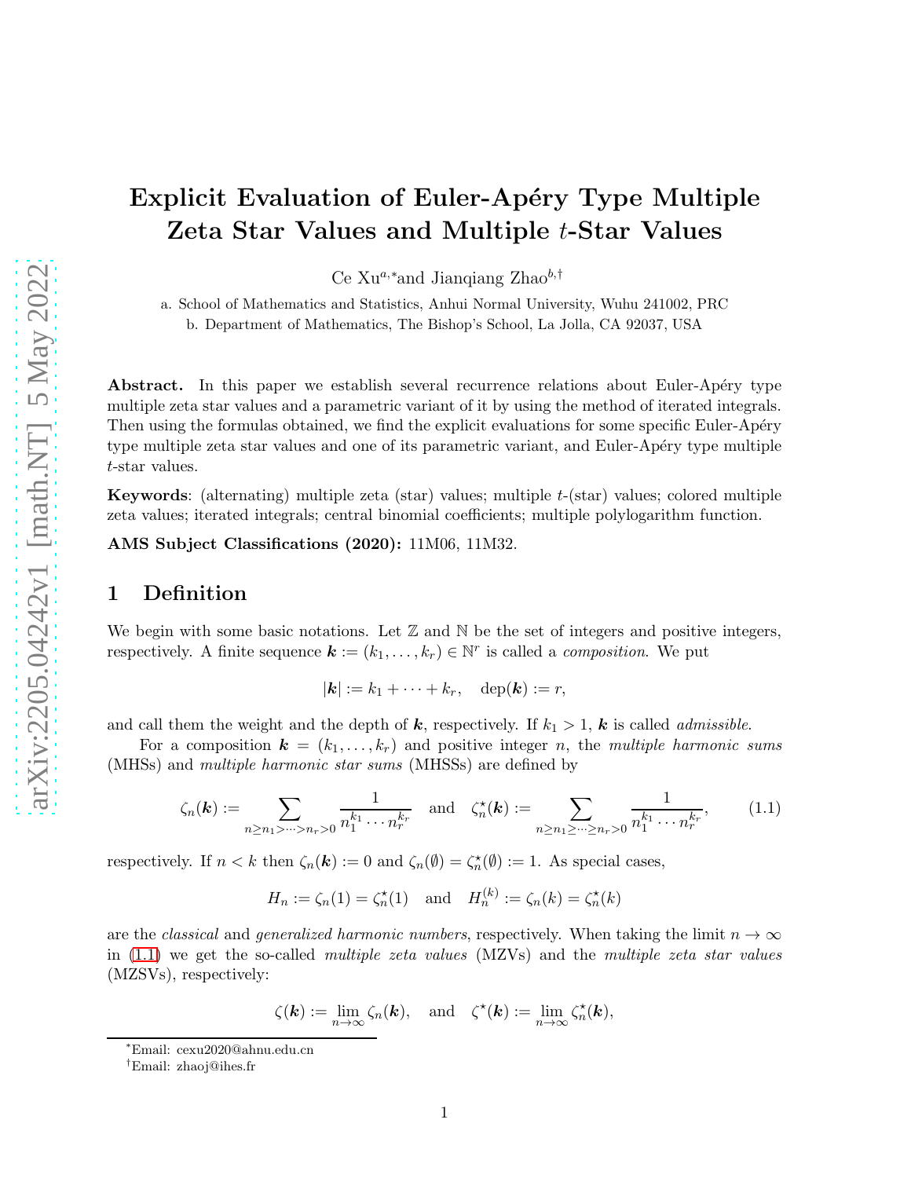# Explicit Evaluation of Euler-Apéry Type Multiple Zeta Star Values and Multiple $t$-Star Values

Ce Xu[a,*] and Jianqiang Zhao[b,†]

a. School of Mathematics and Statistics, Anhui Normal University, Wuhu 241002, PRC

b. Department of Mathematics, The Bishop's School, La Jolla, CA 92037, USA

**Abstract.** In this paper we establish several recurrence relations about Euler-Apéry type multiple zeta star values and a parametric variant of it by using the method of iterated integrals. Then using the formulas obtained, we find the explicit evaluations for some specific Euler-Apéry type multiple zeta star values and one of its parametric variant, and Euler-Apéry type multiple $t$-star values.

**Keywords**: (alternating) multiple zeta (star) values; multiple $t$-(star) values; colored multiple zeta values; iterated integrals; central binomial coefficients; multiple polylogarithm function.

**AMS Subject Classifications (2020):** 11M06, 11M32.

## 1 Definition

We begin with some basic notations. Let $\mathbb{Z}$ and $\mathbb{N}$ be the set of integers and positive integers, respectively. A finite sequence $\boldsymbol{k} := (k_1, \dots, k_r) \in \mathbb{N}^r$ is called a *composition*. We put

$$|\boldsymbol{k}| := k_1 + \cdots + k_r, \quad \text{dep}(\boldsymbol{k}) := r,$$

and call them the weight and the depth of $\boldsymbol{k}$, respectively. If $k_1 > 1$, $\boldsymbol{k}$ is called *admissible*.

For a composition $\boldsymbol{k} = (k_1, \dots, k_r)$ and positive integer $n$, the *multiple harmonic sums* (MHSs) and *multiple harmonic star sums* (MHSSs) are defined by

$$\zeta_n(\boldsymbol{k}) := \sum_{n \ge n_1 > \cdots > n_r > 0} \frac{1}{n_1^{k_1} \cdots n_r^{k_r}} \quad \text{and} \quad \zeta_n^\star(\boldsymbol{k}) := \sum_{n \ge n_1 \ge \cdots \ge n_r > 0} \frac{1}{n_1^{k_1} \cdots n_r^{k_r}}, \tag{1.1}$$

respectively. If $n < k$ then $\zeta_n(\boldsymbol{k}) := 0$ and $\zeta_n(\emptyset) = \zeta_n^\star(\emptyset) := 1$. As special cases,

$$H_n := \zeta_n(1) = \zeta_n^\star(1) \quad \text{and} \quad H_n^{(k)} := \zeta_n(k) = \zeta_n^\star(k)$$

are the *classical* and *generalized harmonic numbers*, respectively. When taking the limit $n \to \infty$ in (1.1) we get the so-called *multiple zeta values* (MZVs) and the *multiple zeta star values* (MZSVs), respectively:

$$\zeta(\boldsymbol{k}) := \lim_{n \to \infty} \zeta_n(\boldsymbol{k}), \quad \text{and} \quad \zeta^\star(\boldsymbol{k}) := \lim_{n \to \infty} \zeta_n^\star(\boldsymbol{k}),$$

---

*Email: cexu2020@ahnu.edu.cn

†Email: zhaoj@ihes.fr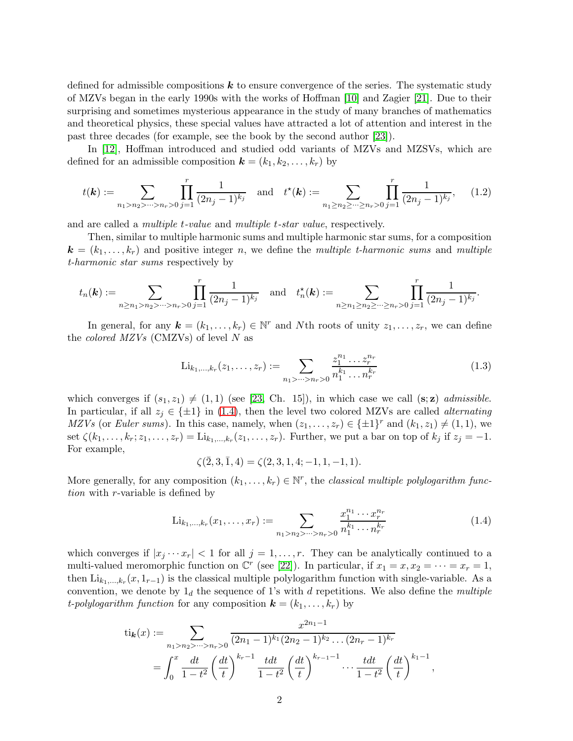defined for admissible compositions $\boldsymbol{k}$ to ensure convergence of the series. The systematic study of MZVs began in the early 1990s with the works of Hoffman [10] and Zagier [21]. Due to their surprising and sometimes mysterious appearance in the study of many branches of mathematics and theoretical physics, these special values have attracted a lot of attention and interest in the past three decades (for example, see the book by the second author [23]).

In [12], Hoffman introduced and studied odd variants of MZVs and MZSVs, which are defined for an admissible composition $\boldsymbol{k} = (k_1, k_2, \dots, k_r)$ by

$$t(\boldsymbol{k}) := \sum_{n_1 > n_2 > \cdots > n_r > 0} \prod_{j=1}^{r} \frac{1}{(2n_j - 1)^{k_j}} \quad \text{and} \quad t^\star(\boldsymbol{k}) := \sum_{n_1 \geq n_2 \geq \cdots \geq n_r > 0} \prod_{j=1}^{r} \frac{1}{(2n_j - 1)^{k_j}}, \tag{1.2}$$

and are called a *multiple t-value* and *multiple t-star value*, respectively.

Then, similar to multiple harmonic sums and multiple harmonic star sums, for a composition $\boldsymbol{k} = (k_1, \dots, k_r)$ and positive integer $n$, we define the *multiple t-harmonic sums* and *multiple t-harmonic star sums* respectively by

$$t_n(\boldsymbol{k}) := \sum_{n \geq n_1 > n_2 > \cdots > n_r > 0} \prod_{j=1}^{r} \frac{1}{(2n_j - 1)^{k_j}} \quad \text{and} \quad t_n^\star(\boldsymbol{k}) := \sum_{n \geq n_1 \geq n_2 \geq \cdots \geq n_r > 0} \prod_{j=1}^{r} \frac{1}{(2n_j - 1)^{k_j}}.$$

In general, for any $\boldsymbol{k} = (k_1, \dots, k_r) \in \mathbb{N}^r$ and $N$th roots of unity $z_1, \dots, z_r$, we can define the *colored MZVs* (CMZVs) of level $N$ as

$$\mathrm{Li}_{k_1,\dots,k_r}(z_1, \dots, z_r) := \sum_{n_1 > \cdots > n_r > 0} \frac{z_1^{n_1} \dots z_r^{n_r}}{n_1^{k_1} \dots n_r^{k_r}} \tag{1.3}$$

which converges if $(s_1, z_1) \neq (1, 1)$ (see [23, Ch. 15]), in which case we call $(\mathbf{s}; \mathbf{z})$ *admissible*. In particular, if all $z_j \in \{\pm 1\}$ in (1.4), then the level two colored MZVs are called *alternating MZVs* (or *Euler sums*). In this case, namely, when $(z_1, \dots, z_r) \in \{\pm 1\}^r$ and $(k_1, z_1) \neq (1, 1)$, we set $\zeta(k_1, \dots, k_r; z_1, \dots, z_r) = \mathrm{Li}_{k_1,\dots,k_r}(z_1, \dots, z_r)$. Further, we put a bar on top of $k_j$ if $z_j = -1$. For example,

$$\zeta(\bar{2}, 3, \bar{1}, 4) = \zeta(2, 3, 1, 4; -1, 1, -1, 1).$$

More generally, for any composition $(k_1, \dots, k_r) \in \mathbb{N}^r$, the *classical multiple polylogarithm function* with $r$-variable is defined by

$$\mathrm{Li}_{k_1,\dots,k_r}(x_1, \dots, x_r) := \sum_{n_1 > n_2 > \cdots > n_r > 0} \frac{x_1^{n_1} \cdots x_r^{n_r}}{n_1^{k_1} \cdots n_r^{k_r}} \tag{1.4}$$

which converges if $|x_j \cdots x_r| < 1$ for all $j = 1, \dots, r$. They can be analytically continued to a multi-valued meromorphic function on $\mathbb{C}^r$ (see [22]). In particular, if $x_1 = x, x_2 = \cdots = x_r = 1$, then $\mathrm{Li}_{k_1,\dots,k_r}(x, 1_{r-1})$ is the classical multiple polylogarithm function with single-variable. As a convention, we denote by $1_d$ the sequence of 1's with $d$ repetitions. We also define the *multiple t-polylogarithm function* for any composition $\boldsymbol{k} = (k_1, \dots, k_r)$ by

$$\begin{aligned}
\mathrm{ti}_{\boldsymbol{k}}(x) &:= \sum_{n_1 > n_2 > \cdots > n_r > 0} \frac{x^{2n_1 - 1}}{(2n_1 - 1)^{k_1} (2n_2 - 1)^{k_2} \dots (2n_r - 1)^{k_r}} \\
&= \int_0^x \frac{dt}{1 - t^2} \left( \frac{dt}{t} \right)^{k_r - 1} \frac{t dt}{1 - t^2} \left( \frac{dt}{t} \right)^{k_{r-1} - 1} \cdots \frac{t dt}{1 - t^2} \left( \frac{dt}{t} \right)^{k_1 - 1},
\end{aligned}$$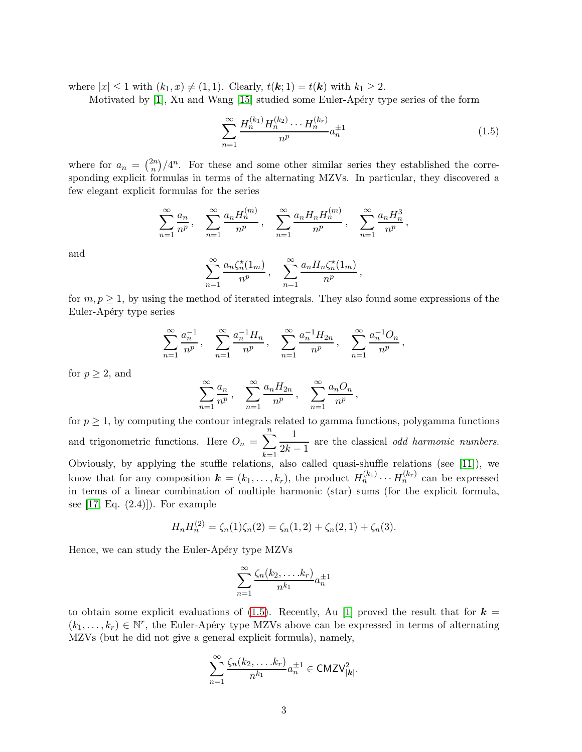where $|x| \le 1$ with $(k_1, x) \ne (1, 1)$. Clearly, $t(\boldsymbol{k}; 1) = t(\boldsymbol{k})$ with $k_1 \ge 2$.

Motivated by [1], Xu and Wang [15] studied some Euler-Apéry type series of the form

$$\sum_{n=1}^{\infty} \frac{H_n^{(k_1)} H_n^{(k_2)} \cdots H_n^{(k_r)}}{n^p} a_n^{\pm 1} \tag{1.5}$$

where for $a_n = \binom{2n}{n}/4^n$. For these and some other similar series they established the corresponding explicit formulas in terms of the alternating MZVs. In particular, they discovered a few elegant explicit formulas for the series

$$\sum_{n=1}^{\infty} \frac{a_n}{n^p}, \quad \sum_{n=1}^{\infty} \frac{a_n H_n^{(m)}}{n^p}, \quad \sum_{n=1}^{\infty} \frac{a_n H_n H_n^{(m)}}{n^p}, \quad \sum_{n=1}^{\infty} \frac{a_n H_n^3}{n^p},$$

and

$$\sum_{n=1}^{\infty} \frac{a_n \zeta_n^\star(1_m)}{n^p}, \quad \sum_{n=1}^{\infty} \frac{a_n H_n \zeta_n^\star(1_m)}{n^p},$$

for $m, p \ge 1$, by using the method of iterated integrals. They also found some expressions of the Euler-Apéry type series

$$\sum_{n=1}^{\infty} \frac{a_n^{-1}}{n^p}, \quad \sum_{n=1}^{\infty} \frac{a_n^{-1} H_n}{n^p}, \quad \sum_{n=1}^{\infty} \frac{a_n^{-1} H_{2n}}{n^p}, \quad \sum_{n=1}^{\infty} \frac{a_n^{-1} O_n}{n^p},$$

for $p \ge 2$, and

$$\sum_{n=1}^{\infty} \frac{a_n}{n^p}, \quad \sum_{n=1}^{\infty} \frac{a_n H_{2n}}{n^p}, \quad \sum_{n=1}^{\infty} \frac{a_n O_n}{n^p},$$

for $p \ge 1$, by computing the contour integrals related to gamma functions, polygamma functions and trigonometric functions. Here $O_n = \sum_{k=1}^{n} \frac{1}{2k-1}$ are the classical *odd harmonic numbers*. Obviously, by applying the stuffle relations, also called quasi-shuffle relations (see [11]), we know that for any composition $\boldsymbol{k} = (k_1, \ldots, k_r)$, the product $H_n^{(k_1)} \cdots H_n^{(k_r)}$ can be expressed in terms of a linear combination of multiple harmonic (star) sums (for the explicit formula, see [17, Eq. (2.4)]). For example

$$H_n H_n^{(2)} = \zeta_n(1)\zeta_n(2) = \zeta_n(1, 2) + \zeta_n(2, 1) + \zeta_n(3).$$

Hence, we can study the Euler-Apéry type MZVs

$$\sum_{n=1}^{\infty} \frac{\zeta_n(k_2, \ldots .k_r)}{n^{k_1}} a_n^{\pm 1}$$

to obtain some explicit evaluations of (1.5). Recently, Au [1] proved the result that for $\boldsymbol{k} = (k_1, \ldots, k_r) \in \mathbb{N}^r$, the Euler-Apéry type MZVs above can be expressed in terms of alternating MZVs (but he did not give a general explicit formula), namely,

$$\sum_{n=1}^{\infty} \frac{\zeta_n(k_2, \ldots .k_r)}{n^{k_1}} a_n^{\pm 1} \in \mathsf{CMZV}^2_{|\boldsymbol{k}|}.$$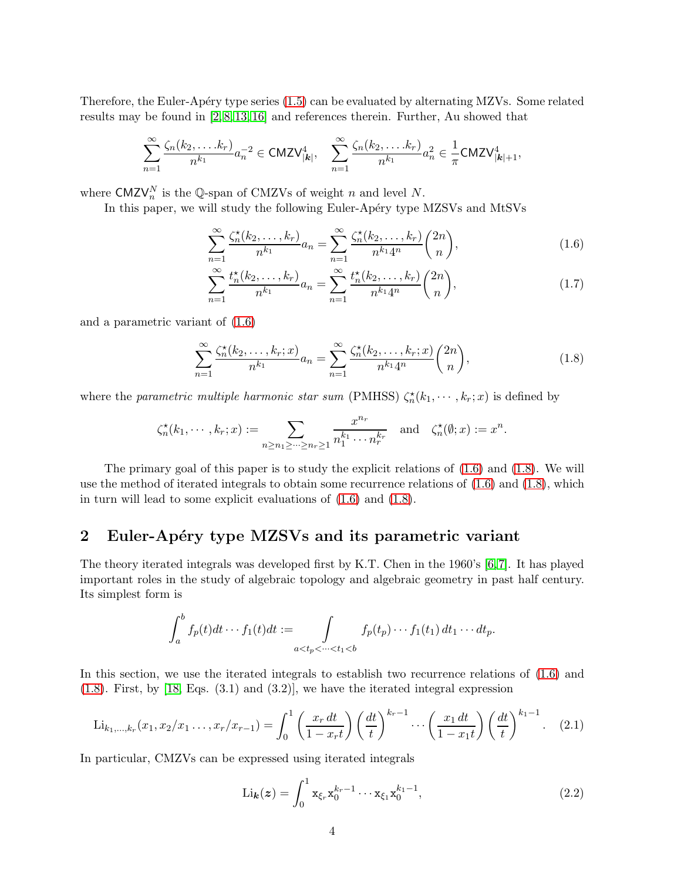Therefore, the Euler-Apéry type series (1.5) can be evaluated by alternating MZVs. Some related results may be found in [2,8,13,16] and references therein. Further, Au showed that

$$\sum_{n=1}^{\infty} \frac{\zeta_n(k_2,\ldots k_r)}{n^{k_1}} a_n^{-2} \in \mathsf{CMZV}^4_{|\boldsymbol{k}|}, \quad \sum_{n=1}^{\infty} \frac{\zeta_n(k_2,\ldots k_r)}{n^{k_1}} a_n^{2} \in \frac{1}{\pi}\mathsf{CMZV}^4_{|\boldsymbol{k}|+1},$$

where $\mathsf{CMZV}^N_n$ is the $\mathbb{Q}$-span of CMZVs of weight $n$ and level $N$.

In this paper, we will study the following Euler-Apéry type MZSVs and MtSVs

$$\sum_{n=1}^{\infty} \frac{\zeta^\star_n(k_2,\ldots,k_r)}{n^{k_1}} a_n = \sum_{n=1}^{\infty} \frac{\zeta^\star_n(k_2,\ldots,k_r)}{n^{k_1}4^n}\binom{2n}{n}, \tag{1.6}$$

$$\sum_{n=1}^{\infty} \frac{t^\star_n(k_2,\ldots,k_r)}{n^{k_1}} a_n = \sum_{n=1}^{\infty} \frac{t^\star_n(k_2,\ldots,k_r)}{n^{k_1}4^n}\binom{2n}{n}, \tag{1.7}$$

and a parametric variant of (1.6)

$$\sum_{n=1}^{\infty} \frac{\zeta^\star_n(k_2,\ldots,k_r;x)}{n^{k_1}} a_n = \sum_{n=1}^{\infty} \frac{\zeta^\star_n(k_2,\ldots,k_r;x)}{n^{k_1}4^n}\binom{2n}{n}, \tag{1.8}$$

where the *parametric multiple harmonic star sum* (PMHSS) $\zeta^\star_n(k_1,\cdots,k_r;x)$ is defined by

$$\zeta^\star_n(k_1,\cdots,k_r;x) := \sum_{n\geq n_1\geq\cdots\geq n_r\geq 1} \frac{x^{n_r}}{n_1^{k_1}\cdots n_r^{k_r}} \quad \text{and} \quad \zeta^\star_n(\emptyset;x) := x^n.$$

The primary goal of this paper is to study the explicit relations of (1.6) and (1.8). We will use the method of iterated integrals to obtain some recurrence relations of (1.6) and (1.8), which in turn will lead to some explicit evaluations of (1.6) and (1.8).

## 2 Euler-Apéry type MZSVs and its parametric variant

The theory iterated integrals was developed first by K.T. Chen in the 1960's [6,7]. It has played important roles in the study of algebraic topology and algebraic geometry in past half century. Its simplest form is

$$\int_a^b f_p(t)dt\cdots f_1(t)dt := \int\limits_{a<t_p<\cdots<t_1<b} f_p(t_p)\cdots f_1(t_1)\,dt_1\cdots dt_p.$$

In this section, we use the iterated integrals to establish two recurrence relations of (1.6) and (1.8). First, by [18, Eqs. (3.1) and (3.2)], we have the iterated integral expression

$$\mathrm{Li}_{k_1,\ldots,k_r}(x_1,x_2/x_1\ldots,x_r/x_{r-1}) = \int_0^1 \left(\frac{x_r\,dt}{1-x_rt}\right)\left(\frac{dt}{t}\right)^{k_r-1}\cdots\left(\frac{x_1\,dt}{1-x_1t}\right)\left(\frac{dt}{t}\right)^{k_1-1}. \tag{2.1}$$

In particular, CMZVs can be expressed using iterated integrals

$$\mathrm{Li}_{\boldsymbol{k}}(\boldsymbol{z}) = \int_0^1 \mathtt{x}_{\xi_r}\mathtt{x}_0^{k_r-1}\cdots\mathtt{x}_{\xi_1}\mathtt{x}_0^{k_1-1}, \tag{2.2}$$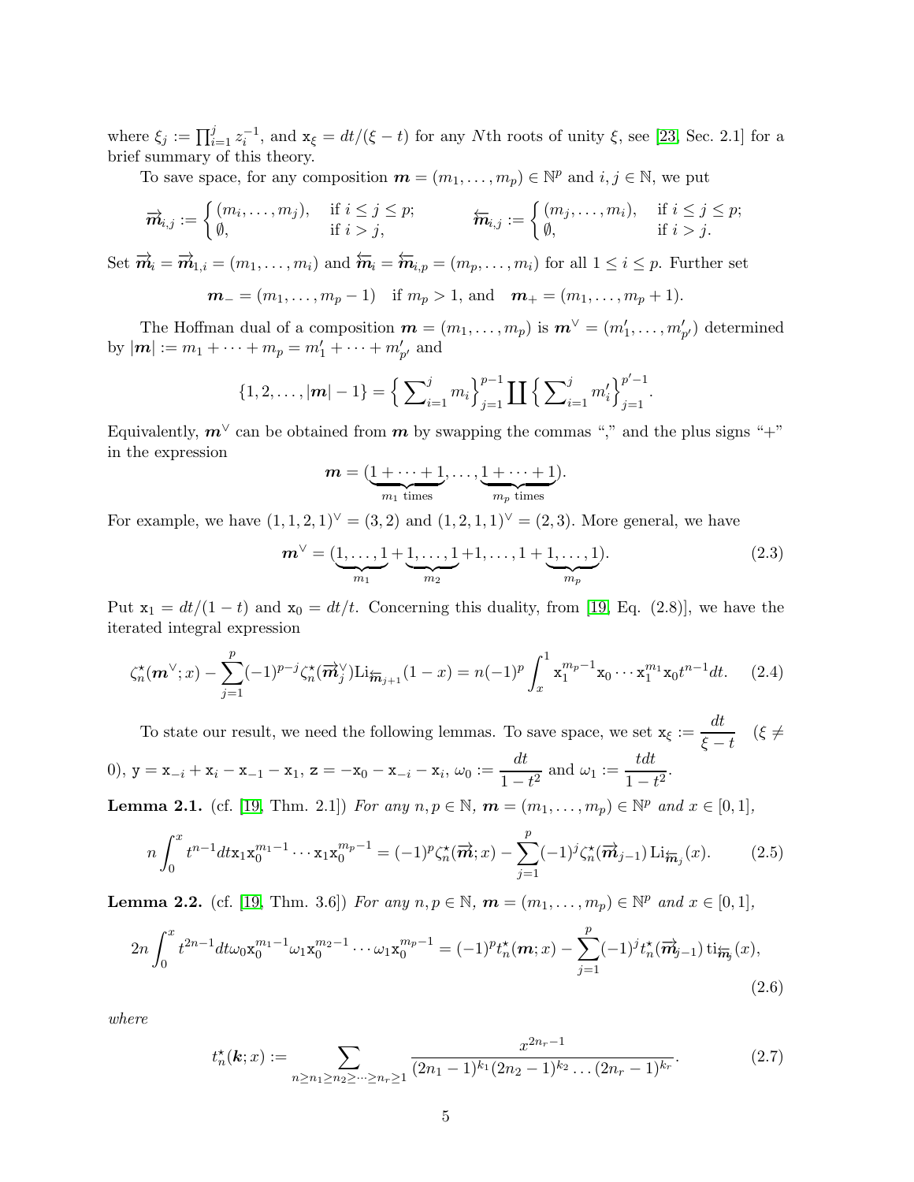where $\xi_j := \prod_{i=1}^{j} z_i^{-1}$, and $\mathtt{x}_\xi = dt/(\xi - t)$ for any $N$th roots of unity $\xi$, see [23, Sec. 2.1] for a brief summary of this theory.

To save space, for any composition $\boldsymbol{m} = (m_1, \dots, m_p) \in \mathbb{N}^p$ and $i, j \in \mathbb{N}$, we put

$$\overrightarrow{\boldsymbol{m}}_{i,j} := \begin{cases} (m_i, \dots, m_j), & \text{if } i \le j \le p; \\ \emptyset, & \text{if } i > j, \end{cases} \qquad \overleftarrow{\boldsymbol{m}}_{i,j} := \begin{cases} (m_j, \dots, m_i), & \text{if } i \le j \le p; \\ \emptyset, & \text{if } i > j. \end{cases}$$

Set $\overrightarrow{\boldsymbol{m}}_i = \overrightarrow{\boldsymbol{m}}_{1,i} = (m_1, \dots, m_i)$ and $\overleftarrow{\boldsymbol{m}}_i = \overleftarrow{\boldsymbol{m}}_{i,p} = (m_p, \dots, m_i)$ for all $1 \le i \le p$. Further set

$$\boldsymbol{m}_- = (m_1, \dots, m_p - 1) \quad \text{if } m_p > 1, \text{ and} \quad \boldsymbol{m}_+ = (m_1, \dots, m_p + 1).$$

The Hoffman dual of a composition $\boldsymbol{m} = (m_1, \dots, m_p)$ is $\boldsymbol{m}^\vee = (m'_1, \dots, m'_{p'})$ determined by $|\boldsymbol{m}| := m_1 + \dots + m_p = m'_1 + \dots + m'_{p'}$ and

$$\{1, 2, \dots, |\boldsymbol{m}| - 1\} = \Big\{ \sum\nolimits_{i=1}^{j} m_i \Big\}_{j=1}^{p-1} \coprod \Big\{ \sum\nolimits_{i=1}^{j} m'_i \Big\}_{j=1}^{p'-1}.$$

Equivalently, $\boldsymbol{m}^\vee$ can be obtained from $\boldsymbol{m}$ by swapping the commas "," and the plus signs "+" in the expression

$$\boldsymbol{m} = (\underbrace{1 + \dots + 1}_{m_1 \text{ times}}, \dots, \underbrace{1 + \dots + 1}_{m_p \text{ times}}).$$

For example, we have $(1, 1, 2, 1)^\vee = (3, 2)$ and $(1, 2, 1, 1)^\vee = (2, 3)$. More general, we have

$$\boldsymbol{m}^\vee = (\underbrace{1, \dots, 1}_{m_1} + \underbrace{1, \dots, 1}_{m_2} + 1, \dots, 1 + \underbrace{1, \dots, 1}_{m_p}). \tag{2.3}$$

Put $\mathtt{x}_1 = dt/(1 - t)$ and $\mathtt{x}_0 = dt/t$. Concerning this duality, from [19, Eq. (2.8)], we have the iterated integral expression

$$\zeta_n^\star(\boldsymbol{m}^\vee; x) - \sum_{j=1}^{p} (-1)^{p-j} \zeta_n^\star(\overrightarrow{\boldsymbol{m}}_j^\vee) \mathrm{Li}_{\overleftarrow{\boldsymbol{m}}_{j+1}}(1 - x) = n(-1)^p \int_x^1 \mathtt{x}_1^{m_p - 1} \mathtt{x}_0 \cdots \mathtt{x}_1^{m_1} \mathtt{x}_0 t^{n-1} dt. \tag{2.4}$$

To state our result, we need the following lemmas. To save space, we set $\mathtt{x}_\xi := \dfrac{dt}{\xi - t}$ $(\xi \neq 0)$, $\mathtt{y} = \mathtt{x}_{-i} + \mathtt{x}_i - \mathtt{x}_{-1} - \mathtt{x}_1$, $\mathtt{z} = -\mathtt{x}_0 - \mathtt{x}_{-i} - \mathtt{x}_i$, $\omega_0 := \dfrac{dt}{1 - t^2}$ and $\omega_1 := \dfrac{tdt}{1 - t^2}$.

**Lemma 2.1.** (cf. [19, Thm. 2.1]) *For any $n, p \in \mathbb{N}$, $\boldsymbol{m} = (m_1, \dots, m_p) \in \mathbb{N}^p$ and $x \in [0, 1]$,*

$$n \int_0^x t^{n-1} dt \mathtt{x}_1 \mathtt{x}_0^{m_1 - 1} \cdots \mathtt{x}_1 \mathtt{x}_0^{m_p - 1} = (-1)^p \zeta_n^\star(\overrightarrow{\boldsymbol{m}}; x) - \sum_{j=1}^{p} (-1)^j \zeta_n^\star(\overrightarrow{\boldsymbol{m}}_{j-1}) \mathrm{Li}_{\overleftarrow{\boldsymbol{m}}_j}(x). \tag{2.5}$$

**Lemma 2.2.** (cf. [19, Thm. 3.6]) *For any $n, p \in \mathbb{N}$, $\boldsymbol{m} = (m_1, \dots, m_p) \in \mathbb{N}^p$ and $x \in [0, 1]$,*

$$2n \int_0^x t^{2n-1} dt \omega_0 \mathtt{x}_0^{m_1 - 1} \omega_1 \mathtt{x}_0^{m_2 - 1} \cdots \omega_1 \mathtt{x}_0^{m_p - 1} = (-1)^p t_n^\star(\boldsymbol{m}; x) - \sum_{j=1}^{p} (-1)^j t_n^\star(\overrightarrow{\boldsymbol{m}}_{j-1}) \, \mathrm{ti}_{\overleftarrow{\boldsymbol{m}}_j}(x), \tag{2.6}$$

*where*

$$t_n^\star(\boldsymbol{k}; x) := \sum_{n \ge n_1 \ge n_2 \ge \dots \ge n_r \ge 1} \frac{x^{2n_r - 1}}{(2n_1 - 1)^{k_1} (2n_2 - 1)^{k_2} \dots (2n_r - 1)^{k_r}}. \tag{2.7}$$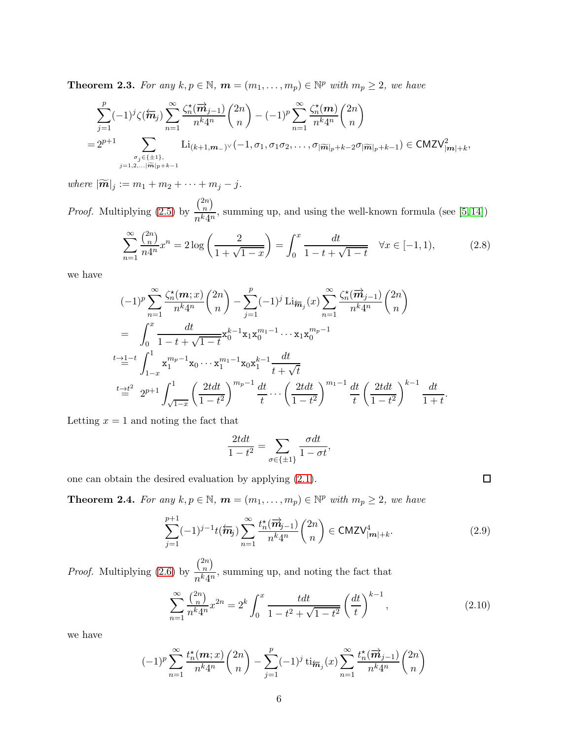**Theorem 2.3.** *For any $k, p \in \mathbb{N}$, $\boldsymbol{m} = (m_1, \ldots, m_p) \in \mathbb{N}^p$ with $m_p \geq 2$, we have*

$$
\begin{aligned}
&\sum_{j=1}^{p} (-1)^j \zeta(\overleftarrow{\boldsymbol{m}}_j) \sum_{n=1}^{\infty} \frac{\zeta_n^\star(\overrightarrow{\boldsymbol{m}}_{j-1})}{n^k 4^n} \binom{2n}{n} - (-1)^p \sum_{n=1}^{\infty} \frac{\zeta_n^\star(\boldsymbol{m})}{n^k 4^n} \binom{2n}{n} \\
&= 2^{p+1} \sum_{\substack{\sigma_j \in \{\pm 1\}, \\ j=1,2,\ldots |\widetilde{\boldsymbol{m}}|_p + k-1}} \mathrm{Li}_{(k+1,\boldsymbol{m}_-)^\vee}(-1, \sigma_1, \sigma_1\sigma_2, \ldots, \sigma_{|\widetilde{\boldsymbol{m}}|_p+k-2}\sigma_{|\widetilde{\boldsymbol{m}}|_p+k-1}) \in \mathsf{CMZV}^2_{|\boldsymbol{m}|+k},
\end{aligned}
$$

*where $|\widetilde{\boldsymbol{m}}|_j := m_1 + m_2 + \cdots + m_j - j$.*

*Proof.* Multiplying (2.5) by $\dfrac{\binom{2n}{n}}{n^k 4^n}$, summing up, and using the well-known formula (see [5,14])

$$
\sum_{n=1}^{\infty} \frac{\binom{2n}{n}}{n 4^n} x^n = 2 \log\left(\frac{2}{1+\sqrt{1-x}}\right) = \int_0^x \frac{dt}{1-t+\sqrt{1-t}} \quad \forall x \in [-1, 1), \tag{2.8}
$$

we have

$$
\begin{aligned}
&(-1)^p \sum_{n=1}^{\infty} \frac{\zeta_n^\star(\boldsymbol{m}; x)}{n^k 4^n} \binom{2n}{n} - \sum_{j=1}^{p} (-1)^j \mathrm{Li}_{\overleftarrow{\boldsymbol{m}}_j}(x) \sum_{n=1}^{\infty} \frac{\zeta_n^\star(\overrightarrow{\boldsymbol{m}}_{j-1})}{n^k 4^n} \binom{2n}{n} \\
&= \int_0^x \frac{dt}{1-t+\sqrt{1-t}} \mathtt{x}_0^{k-1} \mathtt{x}_1 \mathtt{x}_0^{m_1-1} \cdots \mathtt{x}_1 \mathtt{x}_0^{m_p-1} \\
&\overset{t \to 1-t}{=} \int_{1-x}^1 \mathtt{x}_1^{m_p-1} \mathtt{x}_0 \cdots \mathtt{x}_1^{m_1-1} \mathtt{x}_0 \mathtt{x}_1^{k-1} \frac{dt}{t+\sqrt{t}} \\
&\overset{t \to t^2}{=} 2^{p+1} \int_{\sqrt{1-x}}^1 \left(\frac{2tdt}{1-t^2}\right)^{m_p-1} \frac{dt}{t} \cdots \left(\frac{2tdt}{1-t^2}\right)^{m_1-1} \frac{dt}{t} \left(\frac{2tdt}{1-t^2}\right)^{k-1} \frac{dt}{1+t}.
\end{aligned}
$$

Letting $x = 1$ and noting the fact that

$$
\frac{2tdt}{1-t^2} = \sum_{\sigma \in \{\pm 1\}} \frac{\sigma dt}{1-\sigma t},
$$

one can obtain the desired evaluation by applying (2.1). ∎

**Theorem 2.4.** *For any $k, p \in \mathbb{N}$, $\boldsymbol{m} = (m_1, \ldots, m_p) \in \mathbb{N}^p$ with $m_p \geq 2$, we have*

$$
\sum_{j=1}^{p+1} (-1)^{j-1} t(\overleftarrow{\boldsymbol{m}}_j) \sum_{n=1}^{\infty} \frac{t_n^\star(\overrightarrow{\boldsymbol{m}}_{j-1})}{n^k 4^n} \binom{2n}{n} \in \mathsf{CMZV}^4_{|\boldsymbol{m}|+k}. \tag{2.9}
$$

*Proof.* Multiplying (2.6) by $\dfrac{\binom{2n}{n}}{n^k 4^n}$, summing up, and noting the fact that

$$
\sum_{n=1}^{\infty} \frac{\binom{2n}{n}}{n^k 4^n} x^{2n} = 2^k \int_0^x \frac{tdt}{1-t^2+\sqrt{1-t^2}} \left(\frac{dt}{t}\right)^{k-1}, \tag{2.10}
$$

we have

$$
(-1)^p \sum_{n=1}^{\infty} \frac{t_n^\star(\boldsymbol{m}; x)}{n^k 4^n} \binom{2n}{n} - \sum_{j=1}^{p} (-1)^j \mathrm{ti}_{\overleftarrow{\boldsymbol{m}}_j}(x) \sum_{n=1}^{\infty} \frac{t_n^\star(\overrightarrow{\boldsymbol{m}}_{j-1})}{n^k 4^n} \binom{2n}{n}
$$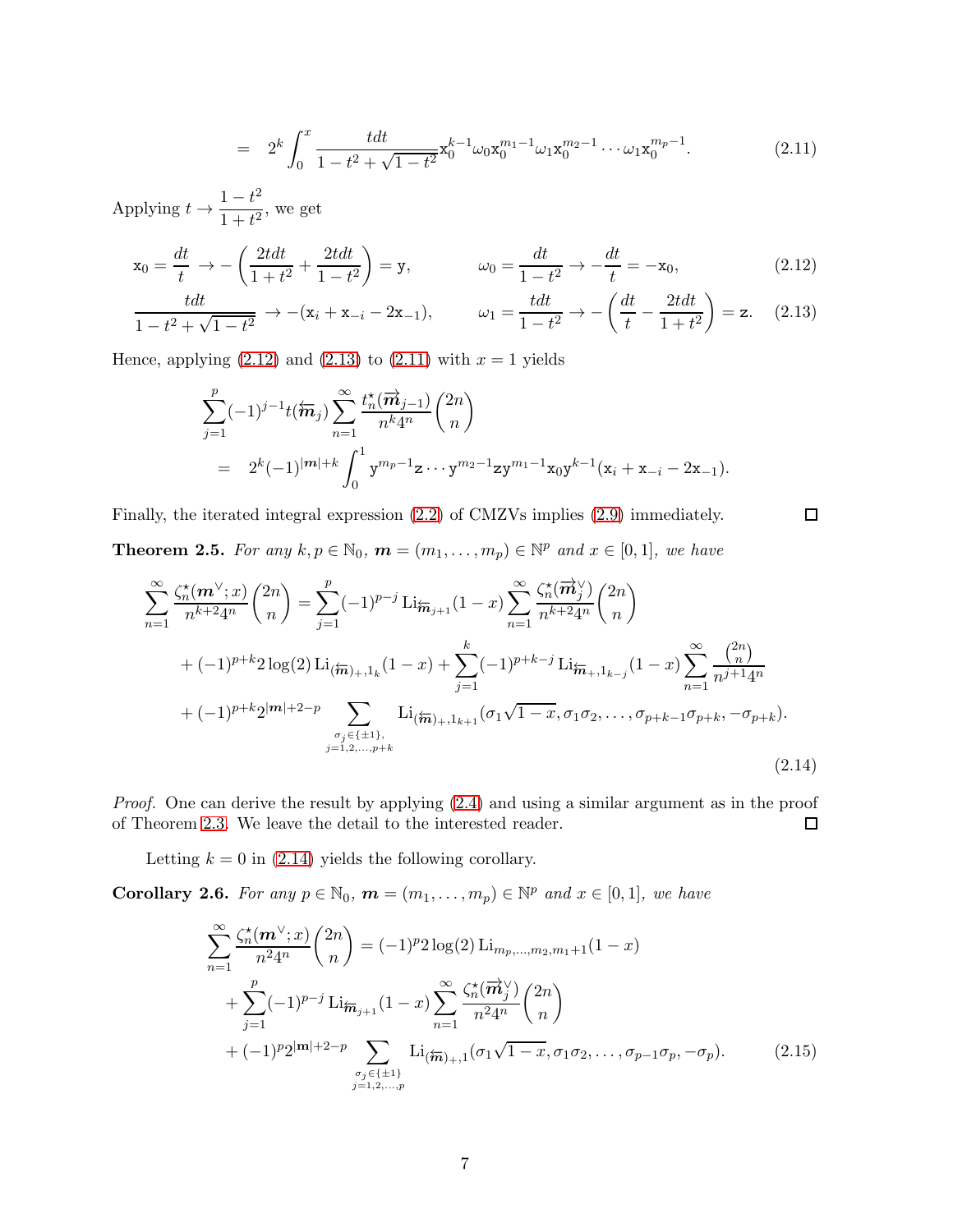$$
= \quad 2^k \int_0^x \frac{tdt}{1-t^2+\sqrt{1-t^2}} \mathtt{x}_0^{k-1} \omega_0 \mathtt{x}_0^{m_1-1} \omega_1 \mathtt{x}_0^{m_2-1} \cdots \omega_1 \mathtt{x}_0^{m_p-1}. \tag{2.11}
$$

Applying $t \to \dfrac{1-t^2}{1+t^2}$, we get

$$
\mathtt{x}_0 = \frac{dt}{t} \to -\left(\frac{2tdt}{1+t^2} + \frac{2tdt}{1-t^2}\right) = \mathtt{y}, \qquad \omega_0 = \frac{dt}{1-t^2} \to -\frac{dt}{t} = -\mathtt{x}_0, \tag{2.12}
$$

$$
\frac{tdt}{1-t^2+\sqrt{1-t^2}} \to -(\mathtt{x}_i + \mathtt{x}_{-i} - 2\mathtt{x}_{-1}), \qquad \omega_1 = \frac{tdt}{1-t^2} \to -\left(\frac{dt}{t} - \frac{2tdt}{1+t^2}\right) = \mathtt{z}. \tag{2.13}
$$

Hence, applying (2.12) and (2.13) to (2.11) with $x = 1$ yields

$$
\begin{aligned}
&\sum_{j=1}^p (-1)^{j-1} t(\overleftarrow{\boldsymbol{m}}_j) \sum_{n=1}^\infty \frac{t_n^\star(\overrightarrow{\boldsymbol{m}}_{j-1})}{n^k 4^n} \binom{2n}{n} \\
&= \quad 2^k (-1)^{|\boldsymbol{m}|+k} \int_0^1 \mathtt{y}^{m_p-1} \mathtt{z} \cdots \mathtt{y}^{m_2-1} \mathtt{z} \mathtt{y}^{m_1-1} \mathtt{x}_0 \mathtt{y}^{k-1} (\mathtt{x}_i + \mathtt{x}_{-i} - 2\mathtt{x}_{-1}).
\end{aligned}
$$

Finally, the iterated integral expression (2.2) of CMZVs implies (2.9) immediately. □

**Theorem 2.5.** *For any $k, p \in \mathbb{N}_0$, $\boldsymbol{m} = (m_1, \ldots, m_p) \in \mathbb{N}^p$ and $x \in [0,1]$, we have*

$$
\begin{aligned}
\sum_{n=1}^\infty \frac{\zeta_n^\star(\boldsymbol{m}^\vee; x)}{n^{k+2} 4^n} \binom{2n}{n} &= \sum_{j=1}^p (-1)^{p-j} \mathrm{Li}_{\overleftarrow{\boldsymbol{m}}_{j+1}}(1-x) \sum_{n=1}^\infty \frac{\zeta_n^\star(\overrightarrow{\boldsymbol{m}}_j^\vee)}{n^{k+2} 4^n} \binom{2n}{n} \\
&+ (-1)^{p+k} 2 \log(2) \mathrm{Li}_{(\overleftarrow{\boldsymbol{m}})_+, 1_k}(1-x) + \sum_{j=1}^k (-1)^{p+k-j} \mathrm{Li}_{\overleftarrow{\boldsymbol{m}}_+, 1_{k-j}}(1-x) \sum_{n=1}^\infty \frac{\binom{2n}{n}}{n^{j+1} 4^n} \\
&+ (-1)^{p+k} 2^{|\boldsymbol{m}|+2-p} \sum_{\substack{\sigma_j \in \{\pm 1\}, \\ j=1,2,\ldots,p+k}} \mathrm{Li}_{(\overleftarrow{\boldsymbol{m}})_+, 1_{k+1}}(\sigma_1 \sqrt{1-x}, \sigma_1\sigma_2, \ldots, \sigma_{p+k-1}\sigma_{p+k}, -\sigma_{p+k}).
\end{aligned} \tag{2.14}
$$

*Proof.* One can derive the result by applying (2.4) and using a similar argument as in the proof of Theorem 2.3. We leave the detail to the interested reader. □

Letting $k = 0$ in (2.14) yields the following corollary.

**Corollary 2.6.** *For any $p \in \mathbb{N}_0$, $\boldsymbol{m} = (m_1, \ldots, m_p) \in \mathbb{N}^p$ and $x \in [0,1]$, we have*

$$
\begin{aligned}
\sum_{n=1}^\infty \frac{\zeta_n^\star(\boldsymbol{m}^\vee; x)}{n^2 4^n} \binom{2n}{n} &= (-1)^p 2 \log(2) \mathrm{Li}_{m_p, \ldots, m_2, m_1+1}(1-x) \\
&+ \sum_{j=1}^p (-1)^{p-j} \mathrm{Li}_{\overleftarrow{\boldsymbol{m}}_{j+1}}(1-x) \sum_{n=1}^\infty \frac{\zeta_n^\star(\overrightarrow{\boldsymbol{m}}_j^\vee)}{n^2 4^n} \binom{2n}{n} \\
&+ (-1)^p 2^{|\mathbf{m}|+2-p} \sum_{\substack{\sigma_j \in \{\pm 1\} \\ j=1,2,\ldots,p}} \mathrm{Li}_{(\overleftarrow{\boldsymbol{m}})_+, 1}(\sigma_1 \sqrt{1-x}, \sigma_1\sigma_2, \ldots, \sigma_{p-1}\sigma_p, -\sigma_p).
\end{aligned} \tag{2.15}
$$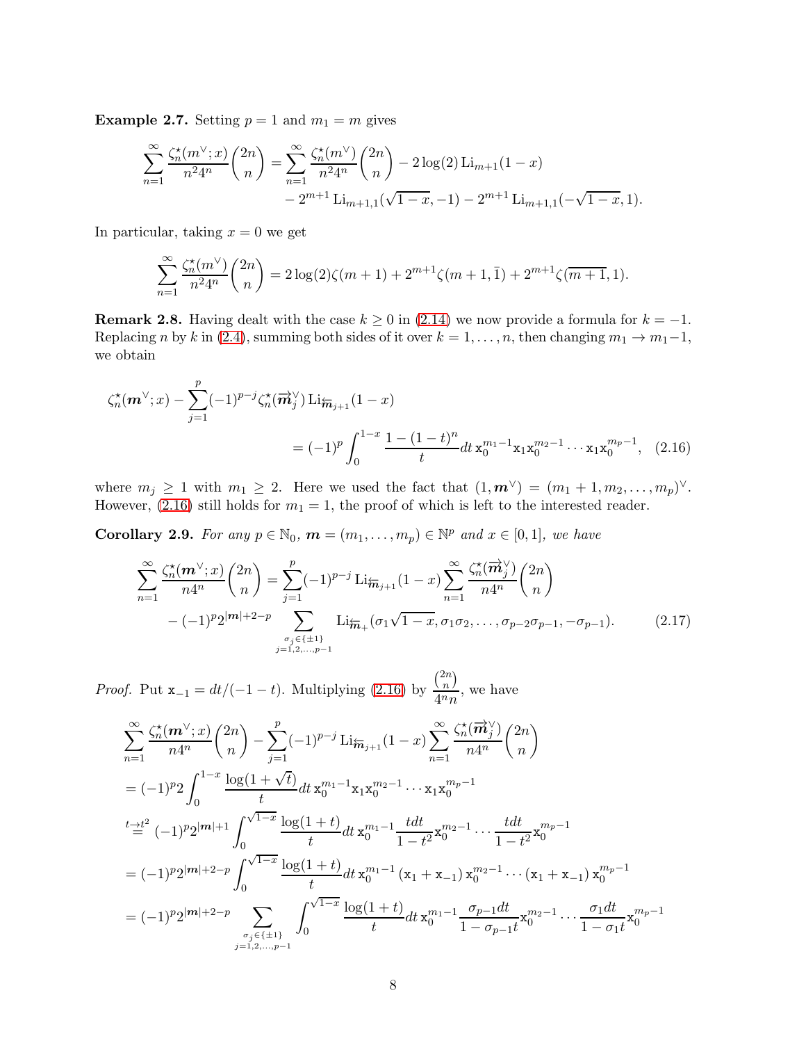**Example 2.7.** Setting $p = 1$ and $m_1 = m$ gives

$$\sum_{n=1}^{\infty} \frac{\zeta_n^\star(m^\vee; x)}{n^2 4^n}\binom{2n}{n} = \sum_{n=1}^{\infty} \frac{\zeta_n^\star(m^\vee)}{n^2 4^n}\binom{2n}{n} - 2\log(2)\operatorname{Li}_{m+1}(1-x)$$
$$- 2^{m+1}\operatorname{Li}_{m+1,1}(\sqrt{1-x}, -1) - 2^{m+1}\operatorname{Li}_{m+1,1}(-\sqrt{1-x}, 1).$$

In particular, taking $x = 0$ we get

$$\sum_{n=1}^{\infty} \frac{\zeta_n^\star(m^\vee)}{n^2 4^n}\binom{2n}{n} = 2\log(2)\zeta(m+1) + 2^{m+1}\zeta(m+1, \bar{1}) + 2^{m+1}\zeta(\overline{m+1}, 1).$$

**Remark 2.8.** Having dealt with the case $k \geq 0$ in (2.14) we now provide a formula for $k = -1$. Replacing $n$ by $k$ in (2.4), summing both sides of it over $k = 1, \ldots, n$, then changing $m_1 \to m_1 - 1$, we obtain

$$\zeta_n^\star(\boldsymbol{m}^\vee; x) - \sum_{j=1}^{p}(-1)^{p-j}\zeta_n^\star(\overrightarrow{\boldsymbol{m}}_j^\vee)\operatorname{Li}_{\overleftarrow{\boldsymbol{m}}_{j+1}}(1-x)$$
$$= (-1)^p \int_0^{1-x} \frac{1-(1-t)^n}{t}dt\, \mathtt{x}_0^{m_1-1}\mathtt{x}_1\mathtt{x}_0^{m_2-1}\cdots\mathtt{x}_1\mathtt{x}_0^{m_p-1}, \quad (2.16)$$

where $m_j \geq 1$ with $m_1 \geq 2$. Here we used the fact that $(1, \boldsymbol{m}^\vee) = (m_1 + 1, m_2, \ldots, m_p)^\vee$. However, (2.16) still holds for $m_1 = 1$, the proof of which is left to the interested reader.

**Corollary 2.9.** *For any $p \in \mathbb{N}_0$, $\boldsymbol{m} = (m_1, \ldots, m_p) \in \mathbb{N}^p$ and $x \in [0, 1]$, we have*

$$\sum_{n=1}^{\infty} \frac{\zeta_n^\star(\boldsymbol{m}^\vee; x)}{n4^n}\binom{2n}{n} = \sum_{j=1}^{p}(-1)^{p-j}\operatorname{Li}_{\overleftarrow{\boldsymbol{m}}_{j+1}}(1-x)\sum_{n=1}^{\infty}\frac{\zeta_n^\star(\overrightarrow{\boldsymbol{m}}_j^\vee)}{n4^n}\binom{2n}{n}$$
$$- (-1)^p 2^{|\boldsymbol{m}|+2-p} \sum_{\substack{\sigma_j \in \{\pm 1\} \\ j=1,2,\ldots,p-1}} \operatorname{Li}_{\overleftarrow{\boldsymbol{m}}_+}(\sigma_1\sqrt{1-x}, \sigma_1\sigma_2, \ldots, \sigma_{p-2}\sigma_{p-1}, -\sigma_{p-1}). \quad (2.17)$$

*Proof.* Put $\mathtt{x}_{-1} = dt/(-1-t)$. Multiplying (2.16) by $\frac{\binom{2n}{n}}{4^n n}$, we have

$$\sum_{n=1}^{\infty} \frac{\zeta_n^\star(\boldsymbol{m}^\vee; x)}{n4^n}\binom{2n}{n} - \sum_{j=1}^{p}(-1)^{p-j}\operatorname{Li}_{\overleftarrow{\boldsymbol{m}}_{j+1}}(1-x)\sum_{n=1}^{\infty}\frac{\zeta_n^\star(\overrightarrow{\boldsymbol{m}}_j^\vee)}{n4^n}\binom{2n}{n}$$
$$= (-1)^p 2\int_0^{1-x}\frac{\log(1+\sqrt{t})}{t}dt\, \mathtt{x}_0^{m_1-1}\mathtt{x}_1\mathtt{x}_0^{m_2-1}\cdots\mathtt{x}_1\mathtt{x}_0^{m_p-1}$$
$$\overset{t\to t^2}{=} (-1)^p 2^{|\boldsymbol{m}|+1}\int_0^{\sqrt{1-x}}\frac{\log(1+t)}{t}dt\, \mathtt{x}_0^{m_1-1}\frac{tdt}{1-t^2}\mathtt{x}_0^{m_2-1}\cdots\frac{tdt}{1-t^2}\mathtt{x}_0^{m_p-1}$$
$$= (-1)^p 2^{|\boldsymbol{m}|+2-p}\int_0^{\sqrt{1-x}}\frac{\log(1+t)}{t}dt\, \mathtt{x}_0^{m_1-1}(\mathtt{x}_1 + \mathtt{x}_{-1})\mathtt{x}_0^{m_2-1}\cdots(\mathtt{x}_1 + \mathtt{x}_{-1})\mathtt{x}_0^{m_p-1}$$
$$= (-1)^p 2^{|\boldsymbol{m}|+2-p}\sum_{\substack{\sigma_j \in \{\pm 1\} \\ j=1,2,\ldots,p-1}}\int_0^{\sqrt{1-x}}\frac{\log(1+t)}{t}dt\, \mathtt{x}_0^{m_1-1}\frac{\sigma_{p-1}dt}{1-\sigma_{p-1}t}\mathtt{x}_0^{m_2-1}\cdots\frac{\sigma_1 dt}{1-\sigma_1 t}\mathtt{x}_0^{m_p-1}$$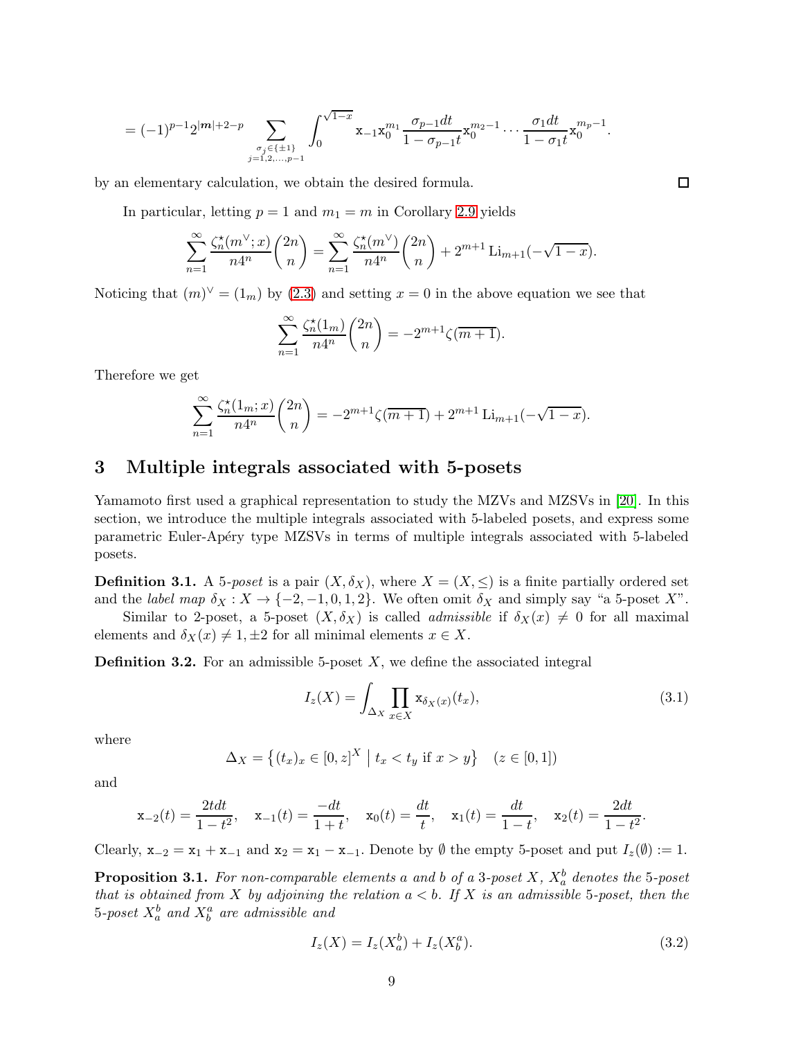$$= (-1)^{p-1} 2^{|\boldsymbol{m}|+2-p} \sum_{\substack{\sigma_j \in \{\pm 1\} \\ j=1,2,\ldots,p-1}} \int_0^{\sqrt{1-x}} \mathtt{x}_{-1} \mathtt{x}_0^{m_1} \frac{\sigma_{p-1} dt}{1-\sigma_{p-1} t} \mathtt{x}_0^{m_2-1} \cdots \frac{\sigma_1 dt}{1-\sigma_1 t} \mathtt{x}_0^{m_p-1}.$$

by an elementary calculation, we obtain the desired formula. $\square$

In particular, letting $p = 1$ and $m_1 = m$ in Corollary 2.9 yields

$$\sum_{n=1}^\infty \frac{\zeta_n^\star(m^\vee; x)}{n 4^n} \binom{2n}{n} = \sum_{n=1}^\infty \frac{\zeta_n^\star(m^\vee)}{n 4^n} \binom{2n}{n} + 2^{m+1} \operatorname{Li}_{m+1}(-\sqrt{1-x}).$$

Noticing that $(m)^\vee = (1_m)$ by (2.3) and setting $x = 0$ in the above equation we see that

$$\sum_{n=1}^\infty \frac{\zeta_n^\star(1_m)}{n 4^n} \binom{2n}{n} = -2^{m+1} \zeta(\overline{m+1}).$$

Therefore we get

$$\sum_{n=1}^\infty \frac{\zeta_n^\star(1_m; x)}{n 4^n} \binom{2n}{n} = -2^{m+1} \zeta(\overline{m+1}) + 2^{m+1} \operatorname{Li}_{m+1}(-\sqrt{1-x}).$$

## 3 Multiple integrals associated with 5-posets

Yamamoto first used a graphical representation to study the MZVs and MZSVs in [20]. In this section, we introduce the multiple integrals associated with 5-labeled posets, and express some parametric Euler-Apéry type MZSVs in terms of multiple integrals associated with 5-labeled posets.

**Definition 3.1.** A 5-*poset* is a pair $(X, \delta_X)$, where $X = (X, \leq)$ is a finite partially ordered set and the *label map* $\delta_X : X \to \{-2, -1, 0, 1, 2\}$. We often omit $\delta_X$ and simply say "a 5-poset $X$".

Similar to 2-poset, a 5-poset $(X, \delta_X)$ is called *admissible* if $\delta_X(x) \neq 0$ for all maximal elements and $\delta_X(x) \neq 1, \pm 2$ for all minimal elements $x \in X$.

**Definition 3.2.** For an admissible 5-poset $X$, we define the associated integral

$$I_z(X) = \int_{\Delta_X} \prod_{x \in X} \mathtt{x}_{\delta_X(x)}(t_x), \tag{3.1}$$

where

$$\Delta_X = \left\{ (t_x)_x \in [0, z]^X \;\middle|\; t_x < t_y \text{ if } x > y \right\} \quad (z \in [0, 1])$$

and

$$\mathtt{x}_{-2}(t) = \frac{2t dt}{1-t^2}, \quad \mathtt{x}_{-1}(t) = \frac{-dt}{1+t}, \quad \mathtt{x}_0(t) = \frac{dt}{t}, \quad \mathtt{x}_1(t) = \frac{dt}{1-t}, \quad \mathtt{x}_2(t) = \frac{2dt}{1-t^2}.$$

Clearly, $\mathtt{x}_{-2} = \mathtt{x}_1 + \mathtt{x}_{-1}$ and $\mathtt{x}_2 = \mathtt{x}_1 - \mathtt{x}_{-1}$. Denote by $\emptyset$ the empty 5-poset and put $I_z(\emptyset) := 1$.

**Proposition 3.1.** *For non-comparable elements $a$ and $b$ of a 3-poset $X$, $X_a^b$ denotes the 5-poset that is obtained from $X$ by adjoining the relation $a < b$. If $X$ is an admissible 5-poset, then the 5-poset $X_a^b$ and $X_b^a$ are admissible and*

$$I_z(X) = I_z(X_a^b) + I_z(X_b^a). \tag{3.2}$$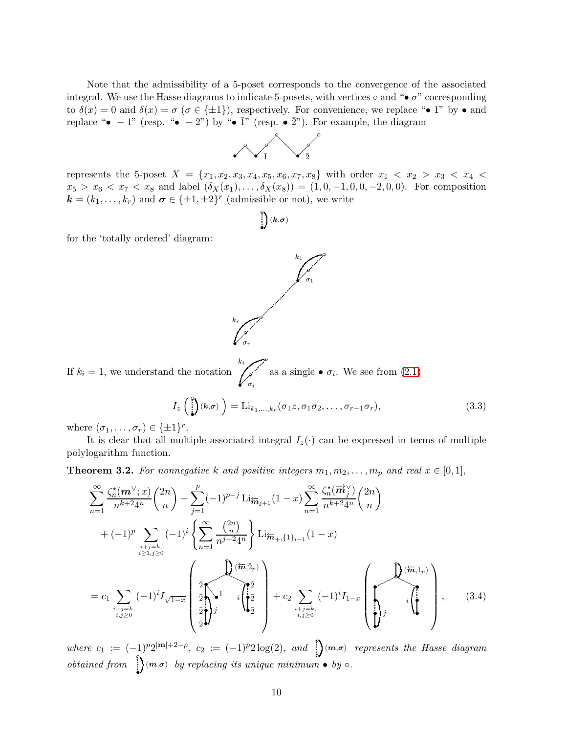Note that the admissibility of a 5-poset corresponds to the convergence of the associated integral. We use the Hasse diagrams to indicate 5-posets, with vertices ∘ and "• σ" corresponding to $\delta(x) = 0$ and $\delta(x) = \sigma$ ($\sigma \in \{\pm 1\}$), respectively. For convenience, we replace "• 1" by • and replace "• −1" (resp. "• −2") by "• $\bar{1}$" (resp. • $\bar{2}$"). For example, the diagram

represents the 5-poset $X = \{x_1, x_2, x_3, x_4, x_5, x_6, x_7, x_8\}$ with order $x_1 < x_2 > x_3 < x_4 < x_5 > x_6 < x_7 < x_8$ and label $(\delta_X(x_1), \ldots, \delta_X(x_8)) = (1, 0, -1, 0, 0, -2, 0, 0)$. For composition $\boldsymbol{k} = (k_1, \ldots, k_r)$ and $\boldsymbol{\sigma} \in \{\pm 1, \pm 2\}^r$ (admissible or not), we write

$(\boldsymbol{k}, \boldsymbol{\sigma})$

for the 'totally ordered' diagram:

$k_1$ $\sigma_1$ $k_r$ $\sigma_r$

If $k_i = 1$, we understand the notation $k_i$ $\sigma_i$ as a single • $\sigma_i$. We see from (2.1)

$$I_z\left( (\boldsymbol{k}, \boldsymbol{\sigma}) \right) = \mathrm{Li}_{k_1,\ldots,k_r}(\sigma_1 z, \sigma_1\sigma_2, \ldots, \sigma_{r-1}\sigma_r), \tag{3.3}$$

where $(\sigma_1, \ldots, \sigma_r) \in \{\pm 1\}^r$.

It is clear that all multiple associated integral $I_z(\cdot)$ can be expressed in terms of multiple polylogarithm function.

**Theorem 3.2.** *For nonnegative $k$ and positive integers $m_1, m_2, \ldots, m_p$ and real $x \in [0, 1]$,*

$$\begin{aligned}
&\sum_{n=1}^{\infty} \frac{\zeta_n^\star(\boldsymbol{m}^\vee; x)}{n^{k+2} 4^n}\binom{2n}{n} - \sum_{j=1}^{p} (-1)^{p-j}\, \mathrm{Li}_{\overleftarrow{\boldsymbol{m}}_{j+1}}(1-x) \sum_{n=1}^{\infty} \frac{\zeta_n^\star(\overrightarrow{\boldsymbol{m}}_j^\vee)}{n^{k+2} 4^n}\binom{2n}{n} \\
&\quad + (-1)^p \sum_{\substack{i+j=k,\\ i\geq 1, j\geq 0}} (-1)^i \left\{ \sum_{n=1}^{\infty} \frac{\binom{2n}{n}}{n^{j+2} 4^n} \right\} \mathrm{Li}_{\overleftarrow{\boldsymbol{m}}_+, \{1\}_{i-1}}(1-x) \\
&= c_1 \sum_{\substack{i+j=k,\\ i,j\geq 0}} (-1)^i I_{\sqrt{1-x}} \left( \text{diagram with } (\overleftarrow{\boldsymbol{m}}, \bar{2}_p),\ \bar{2}, \bar{2}, \bar{2}, \bar{2}, \bar{1}, j, i, \bar{2}, \bar{2}, \bar{2} \right) + c_2 \sum_{\substack{i+j=k,\\ i,j\geq 0}} (-1)^i I_{1-x} \left( \text{diagram with } (\overleftarrow{\boldsymbol{m}}, 1_p),\ j,\ i \right),
\end{aligned} \tag{3.4}$$

*where $c_1 := (-1)^p 2^{|\mathbf{m}|+2-p}$, $c_2 := (-1)^p 2\log(2)$, and $(\boldsymbol{m}, \boldsymbol{\sigma})$ represents the Hasse diagram obtained from $(\boldsymbol{m}, \boldsymbol{\sigma})$ by replacing its unique minimum • by ∘.*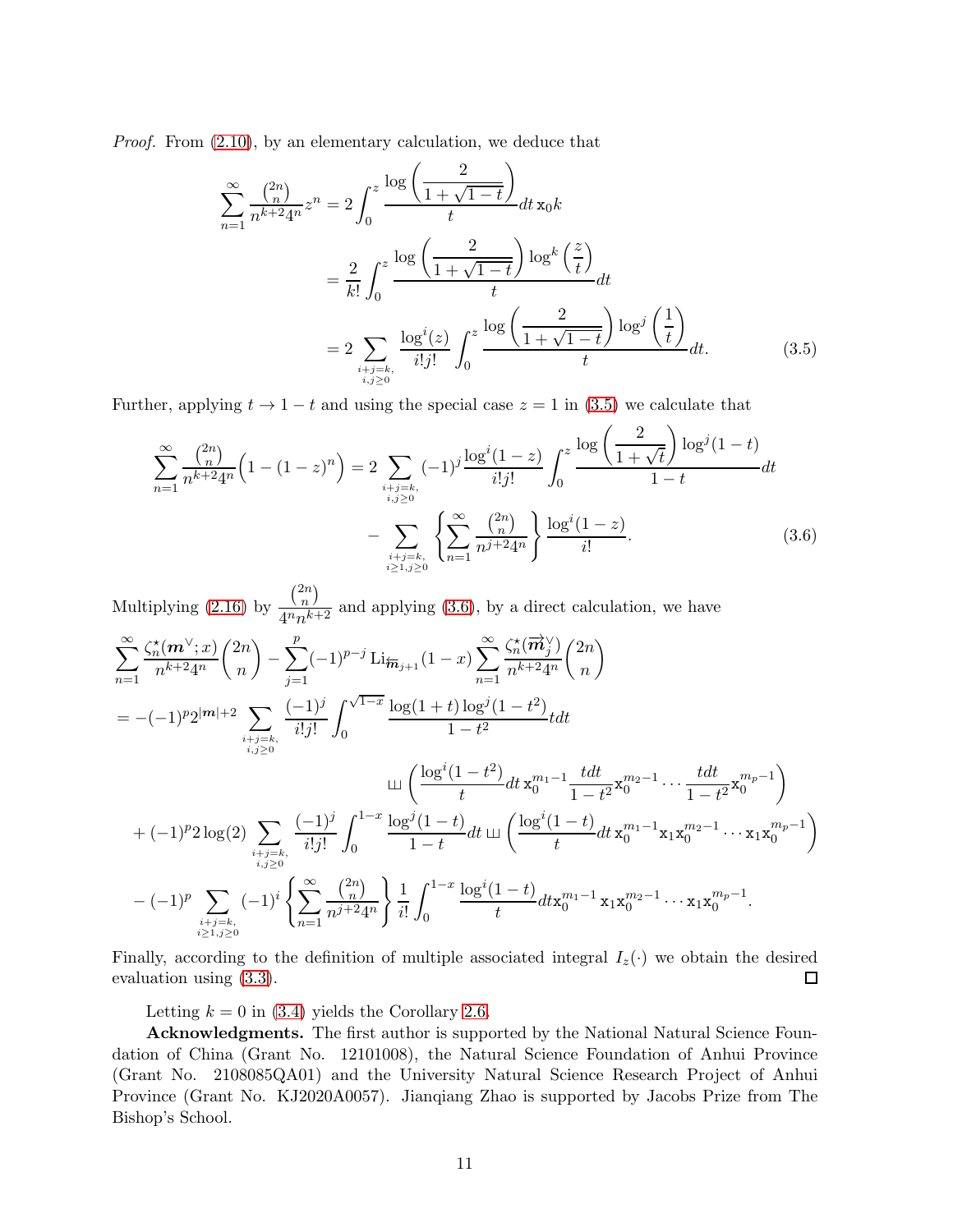*Proof.* From (2.10), by an elementary calculation, we deduce that

$$
\begin{aligned}
\sum_{n=1}^{\infty} \frac{\binom{2n}{n}}{n^{k+2}4^n} z^n &= 2\int_0^z \frac{\log\left(\dfrac{2}{1+\sqrt{1-t}}\right)}{t} dt\, \mathtt{x}_0 k \\
&= \frac{2}{k!}\int_0^z \frac{\log\left(\dfrac{2}{1+\sqrt{1-t}}\right)\log^k\left(\dfrac{z}{t}\right)}{t} dt \\
&= 2\sum_{\substack{i+j=k,\\ i,j\geq 0}} \frac{\log^i(z)}{i!j!}\int_0^z \frac{\log\left(\dfrac{2}{1+\sqrt{1-t}}\right)\log^j\left(\dfrac{1}{t}\right)}{t} dt. \qquad (3.5)
\end{aligned}
$$

Further, applying $t \to 1-t$ and using the special case $z=1$ in (3.5) we calculate that

$$
\begin{aligned}
\sum_{n=1}^{\infty} \frac{\binom{2n}{n}}{n^{k+2}4^n}\Big(1-(1-z)^n\Big) &= 2\sum_{\substack{i+j=k,\\ i,j\geq 0}} (-1)^j \frac{\log^i(1-z)}{i!j!}\int_0^z \frac{\log\left(\dfrac{2}{1+\sqrt{t}}\right)\log^j(1-t)}{1-t} dt \\
&\quad - \sum_{\substack{i+j=k,\\ i\geq 1, j\geq 0}} \left\{\sum_{n=1}^{\infty} \frac{\binom{2n}{n}}{n^{j+2}4^n}\right\} \frac{\log^i(1-z)}{i!}. \qquad (3.6)
\end{aligned}
$$

Multiplying (2.16) by $\dfrac{\binom{2n}{n}}{4^n n^{k+2}}$ and applying (3.6), by a direct calculation, we have

$$
\begin{aligned}
&\sum_{n=1}^{\infty} \frac{\zeta_n^\star(\boldsymbol{m}^\vee;x)}{n^{k+2}4^n}\binom{2n}{n} - \sum_{j=1}^{p}(-1)^{p-j}\operatorname{Li}_{\overleftarrow{\boldsymbol{m}}_{j+1}}(1-x)\sum_{n=1}^{\infty}\frac{\zeta_n^\star(\overrightarrow{\boldsymbol{m}}_j^\vee)}{n^{k+2}4^n}\binom{2n}{n} \\
&= -(-1)^p 2^{|\boldsymbol{m}|+2}\sum_{\substack{i+j=k,\\ i,j\geq 0}} \frac{(-1)^j}{i!j!}\int_0^{\sqrt{1-x}} \frac{\log(1+t)\log^j(1-t^2)}{1-t^2} t dt \\
&\qquad\qquad \sqcup\!\sqcup \left(\frac{\log^i(1-t^2)}{t} dt\, \mathtt{x}_0^{m_1-1}\frac{tdt}{1-t^2}\mathtt{x}_0^{m_2-1}\cdots\frac{tdt}{1-t^2}\mathtt{x}_0^{m_p-1}\right) \\
&\quad + (-1)^p 2\log(2)\sum_{\substack{i+j=k,\\ i,j\geq 0}} \frac{(-1)^j}{i!j!}\int_0^{1-x} \frac{\log^j(1-t)}{1-t} dt \sqcup\!\sqcup \left(\frac{\log^i(1-t)}{t} dt\, \mathtt{x}_0^{m_1-1}\mathtt{x}_1\mathtt{x}_0^{m_2-1}\cdots\mathtt{x}_1\mathtt{x}_0^{m_p-1}\right) \\
&\quad - (-1)^p \sum_{\substack{i+j=k,\\ i\geq 1, j\geq 0}} (-1)^i \left\{\sum_{n=1}^{\infty}\frac{\binom{2n}{n}}{n^{j+2}4^n}\right\}\frac{1}{i!}\int_0^{1-x}\frac{\log^i(1-t)}{t} dt \mathtt{x}_0^{m_1-1}\mathtt{x}_1\mathtt{x}_0^{m_2-1}\cdots\mathtt{x}_1\mathtt{x}_0^{m_p-1}.
\end{aligned}
$$

Finally, according to the definition of multiple associated integral $I_z(\cdot)$ we obtain the desired evaluation using (3.3). ◻

Letting $k=0$ in (3.4) yields the Corollary 2.6.

**Acknowledgments.** The first author is supported by the National Natural Science Foundation of China (Grant No. 12101008), the Natural Science Foundation of Anhui Province (Grant No. 2108085QA01) and the University Natural Science Research Project of Anhui Province (Grant No. KJ2020A0057). Jianqiang Zhao is supported by Jacobs Prize from The Bishop's School.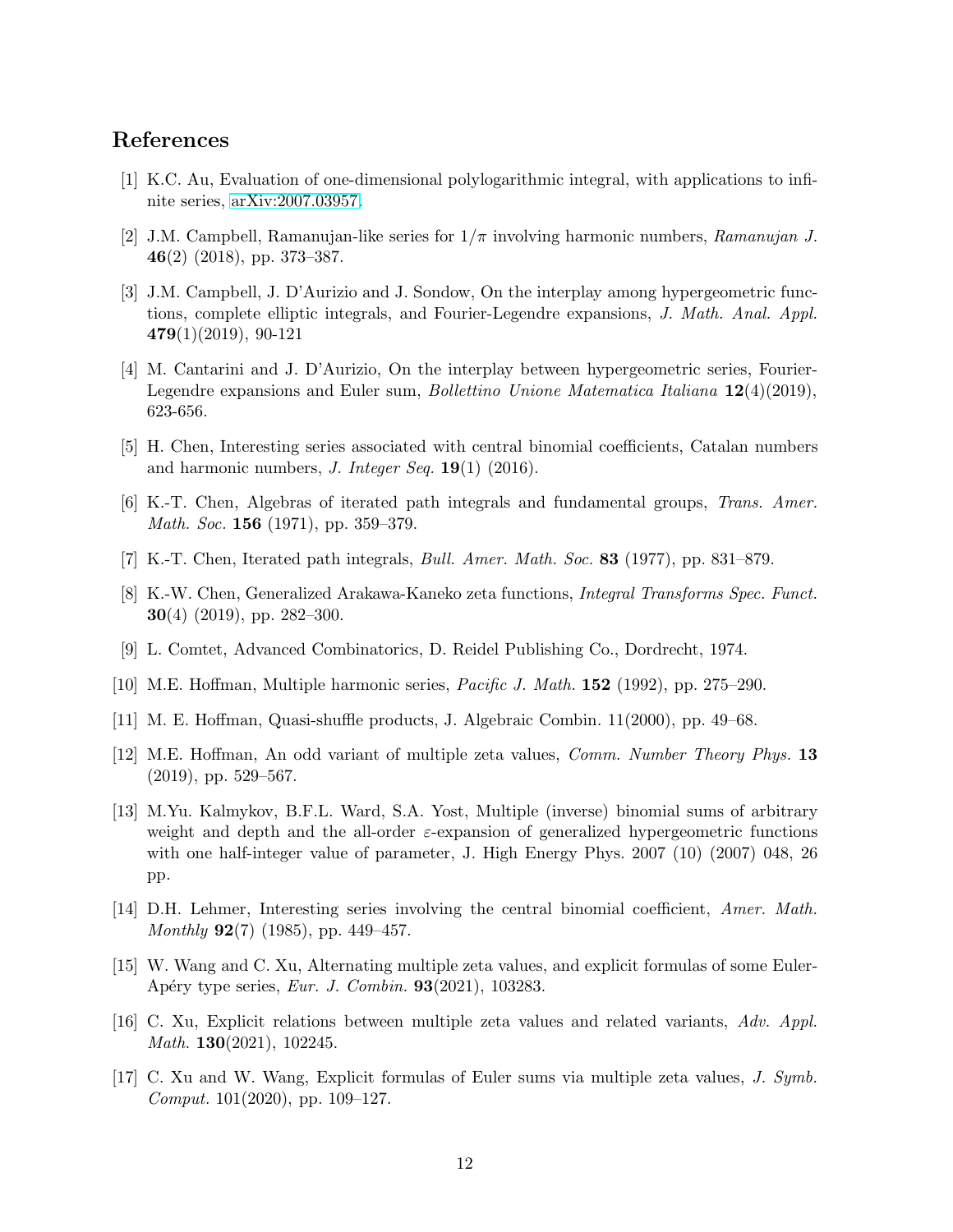## References

[1] K.C. Au, Evaluation of one-dimensional polylogarithmic integral, with applications to infinite series, arXiv:2007.03957.

[2] J.M. Campbell, Ramanujan-like series for $1/\pi$ involving harmonic numbers, *Ramanujan J.* **46**(2) (2018), pp. 373–387.

[3] J.M. Campbell, J. D'Aurizio and J. Sondow, On the interplay among hypergeometric functions, complete elliptic integrals, and Fourier-Legendre expansions, *J. Math. Anal. Appl.* **479**(1)(2019), 90-121

[4] M. Cantarini and J. D'Aurizio, On the interplay between hypergeometric series, Fourier-Legendre expansions and Euler sum, *Bollettino Unione Matematica Italiana* **12**(4)(2019), 623-656.

[5] H. Chen, Interesting series associated with central binomial coefficients, Catalan numbers and harmonic numbers, *J. Integer Seq.* **19**(1) (2016).

[6] K.-T. Chen, Algebras of iterated path integrals and fundamental groups, *Trans. Amer. Math. Soc.* **156** (1971), pp. 359–379.

[7] K.-T. Chen, Iterated path integrals, *Bull. Amer. Math. Soc.* **83** (1977), pp. 831–879.

[8] K.-W. Chen, Generalized Arakawa-Kaneko zeta functions, *Integral Transforms Spec. Funct.* **30**(4) (2019), pp. 282–300.

[9] L. Comtet, Advanced Combinatorics, D. Reidel Publishing Co., Dordrecht, 1974.

[10] M.E. Hoffman, Multiple harmonic series, *Pacific J. Math.* **152** (1992), pp. 275–290.

[11] M. E. Hoffman, Quasi-shuffle products, J. Algebraic Combin. 11(2000), pp. 49–68.

[12] M.E. Hoffman, An odd variant of multiple zeta values, *Comm. Number Theory Phys.* **13** (2019), pp. 529–567.

[13] M.Yu. Kalmykov, B.F.L. Ward, S.A. Yost, Multiple (inverse) binomial sums of arbitrary weight and depth and the all-order $\varepsilon$-expansion of generalized hypergeometric functions with one half-integer value of parameter, J. High Energy Phys. 2007 (10) (2007) 048, 26 pp.

[14] D.H. Lehmer, Interesting series involving the central binomial coefficient, *Amer. Math. Monthly* **92**(7) (1985), pp. 449–457.

[15] W. Wang and C. Xu, Alternating multiple zeta values, and explicit formulas of some Euler-Apéry type series, *Eur. J. Combin.* **93**(2021), 103283.

[16] C. Xu, Explicit relations between multiple zeta values and related variants, *Adv. Appl. Math.* **130**(2021), 102245.

[17] C. Xu and W. Wang, Explicit formulas of Euler sums via multiple zeta values, *J. Symb. Comput.* 101(2020), pp. 109–127.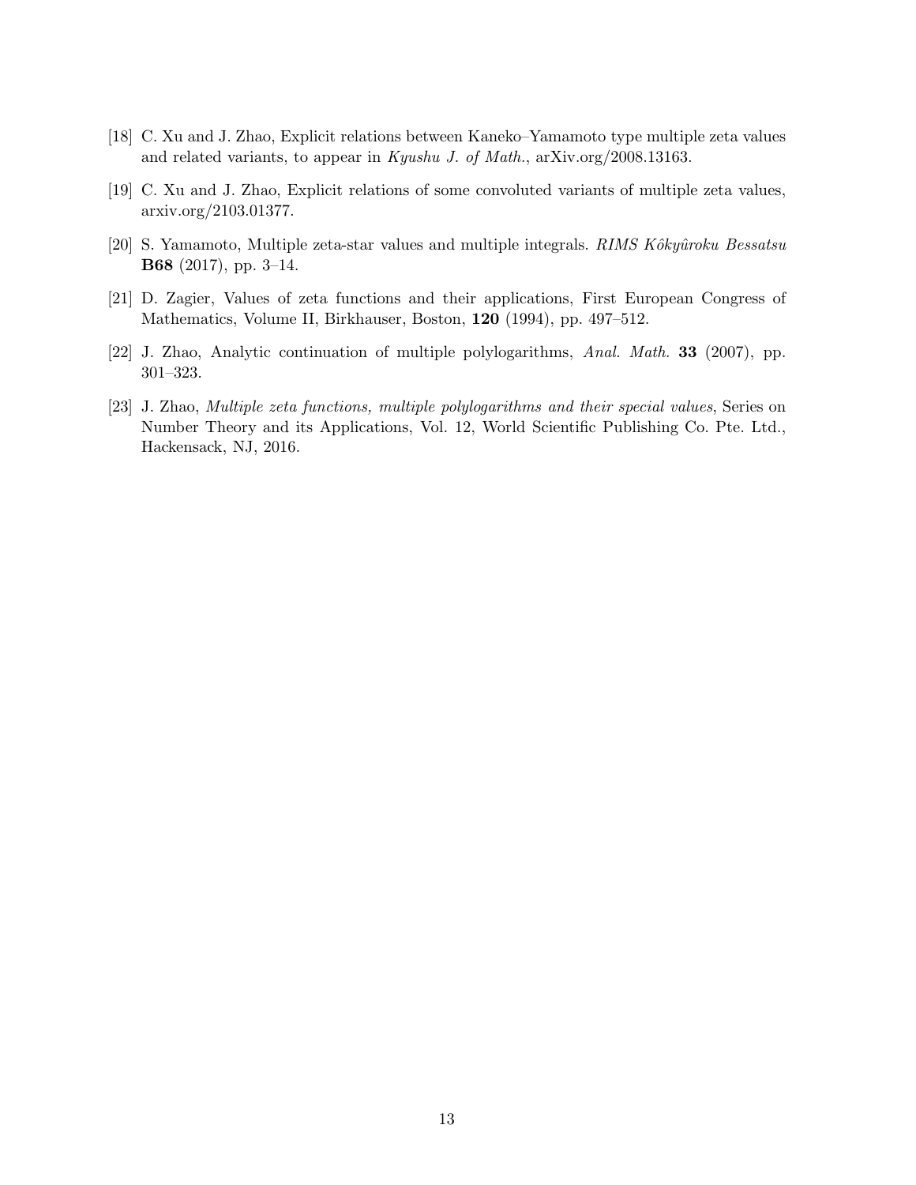[18] C. Xu and J. Zhao, Explicit relations between Kaneko–Yamamoto type multiple zeta values and related variants, to appear in *Kyushu J. of Math.*, arXiv.org/2008.13163.

[19] C. Xu and J. Zhao, Explicit relations of some convoluted variants of multiple zeta values, arxiv.org/2103.01377.

[20] S. Yamamoto, Multiple zeta-star values and multiple integrals. *RIMS Kôkyûroku Bessatsu* **B68** (2017), pp. 3–14.

[21] D. Zagier, Values of zeta functions and their applications, First European Congress of Mathematics, Volume II, Birkhauser, Boston, **120** (1994), pp. 497–512.

[22] J. Zhao, Analytic continuation of multiple polylogarithms, *Anal. Math.* **33** (2007), pp. 301–323.

[23] J. Zhao, *Multiple zeta functions, multiple polylogarithms and their special values*, Series on Number Theory and its Applications, Vol. 12, World Scientific Publishing Co. Pte. Ltd., Hackensack, NJ, 2016.